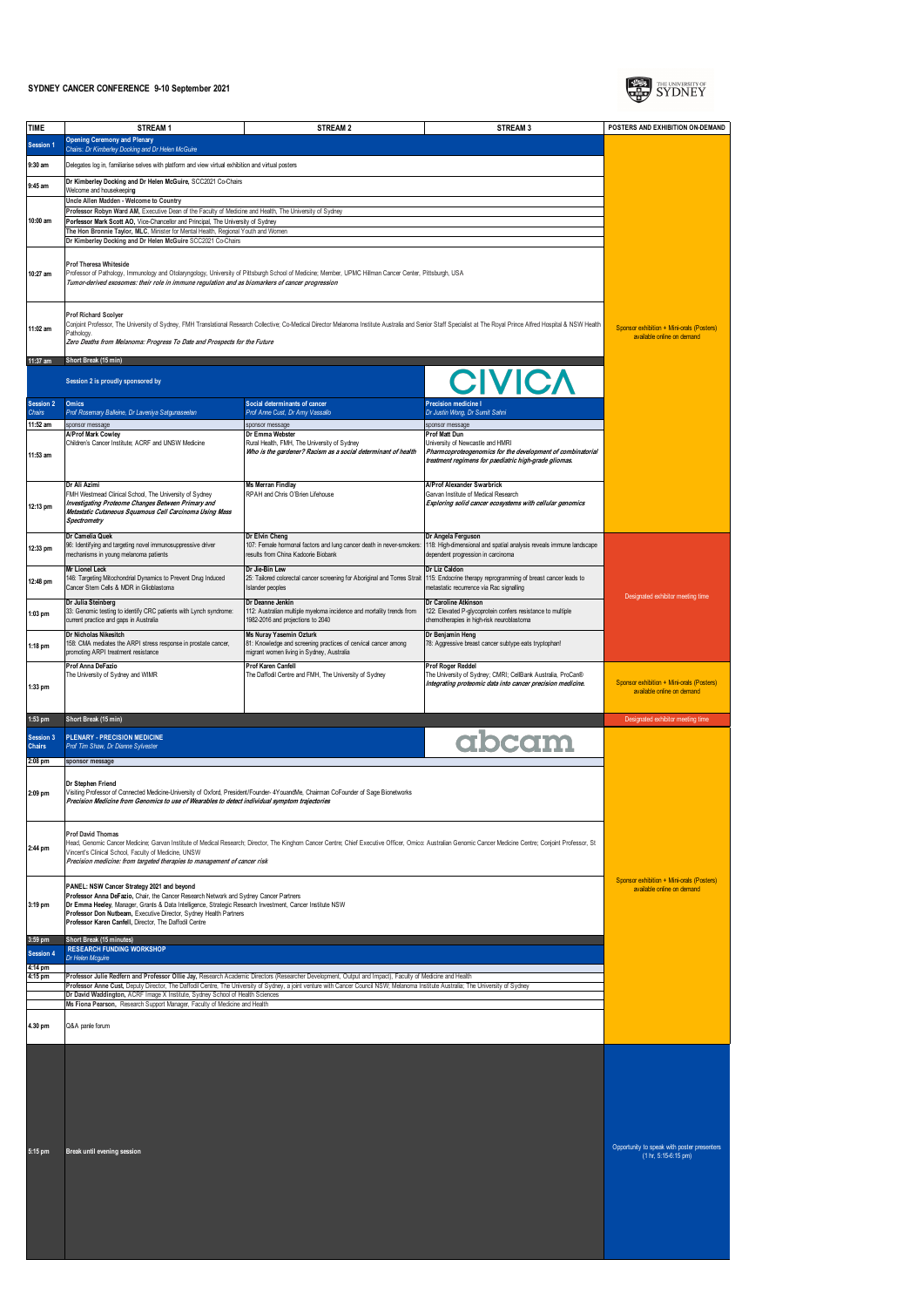**SYDNEY CANCER CONFERENCE 9-10 September 2021**

| TIME | STREAM 1 | STREAM 2 | STREAM 3 | POSTERS AND EXHIBITION ON-DEMAND |
|---|---|---|---|---|
| **Session 1** | **Opening Ceremony and Plenary** *Chairs: Dr Kimberley Docking and Dr Helen McGuire* | | | |
| 9:30 am | Delegates log in, familiarise selves with platform and view virtual exhibition and virtual posters | | | |
| 9:45 am | **Dr Kimberley Docking and Dr Helen McGuire,** SCC2021 Co-Chairs Welcome and housekeeping | | | |
| 10:00 am | **Uncle Allen Madden - Welcome to Country** **Professor Robyn Ward AM,** Executive Dean of the Faculty of Medicine and Health, The University of Sydney **Porfessor Mark Scott AO,** Vice-Chancellor and Principal, The University of Sydney **The Hon Bronnie Taylor, MLC,** Minister for Mental Health, Regional Youth and Women **Dr Kimberley Docking and Dr Helen McGuire** SCC2021 Co-Chairs | | | |
| 10:27 am | **Prof Theresa Whiteside** Professor of Pathology, Immunology and Otolaryngology, University of Pittsburgh School of Medicine; Member, UPMC Hillman Cancer Center, Pittsburgh, USA ***Tumor-derived exosomes: their role in immune regulation and as biomarkers of cancer progression*** | | | |
| 11:02 am | **Prof Richard Scolyer** Conjoint Professor, The University of Sydney, FMH Translational Research Collective; Co-Medical Director Melanoma Institute Australia and Senior Staff Specialist at The Royal Prince Alfred Hospital & NSW Health Pathology. ***Zero Deaths from Melanoma: Progress To Date and Prospects for the Future*** | | | Sponsor exhibition + Mini-orals (Posters) available online on demand |
| 11:37 am | **Short Break (15 min)** | | | |
| | **Session 2 is proudly sponsored by** | | CIVICA | |
| **Session 2** *Chairs* | **Omics** *Prof Rosemary Balleine, Dr Laveniya Satgunaseelan* | **Social determinants of cancer** *Prof Anne Cust, Dr Amy Vassallo* | **Precision medicine I** *Dr Justin Wong, Dr Sumit Sahni* | |
| 11:52 am | sponsor message | sponsor message | sponsor message | |
| 11:53 am | **A/Prof Mark Cowley** Children's Cancer Institute; ACRF and UNSW Medicine | **Dr Emma Webster** Rural Health, FMH, The University of Sydney ***Who is the gardener? Racism as a social determinant of health*** | **Prof Matt Dun** University of Newcastle and HMRI ***Pharmcoproteogenomics for the development of combinatorial treatment regimens for paediatric high-grade gliomas.*** | |
| 12:13 pm | **Dr Ali Azimi** FMH Westmead Clinical School, The University of Sydney ***Investigating Proteome Changes Between Primary and Metastatic Cutaneous Squamous Cell Carcinoma Using Mass Spectrometry*** | **Ms Merran Findlay** RPAH and Chris O'Brien Lifehouse | **A/Prof Alexander Swarbrick** Garvan Institute of Medical Research ***Exploring solid cancer ecosystems with cellular genomics*** | |
| 12:33 pm | **Dr Camelia Quek** 96: Identifying and targeting novel immunosuppressive driver mechanisms in young melanoma patients | **Dr Elvin Cheng** 107: Female hormonal factors and lung cancer death in never-smokers: results from China Kadoorie Biobank | **Dr Angela Ferguson** 118: High-dimensional and spatial analysis reveals immune landscape dependent progression in carcinoma | Designated exhibitor meeting time |
| 12:48 pm | **Mr Lionel Leck** 146: Targeting Mitochondrial Dynamics to Prevent Drug Induced Cancer Stem Cells & MDR in Glioblastoma | **Dr Jie-Bin Lew** 25: Tailored colorectal cancer screening for Aboriginal and Torres Strait Islander peoples | **Dr Liz Caldon** 115: Endocrine therapy reprogramming of breast cancer leads to metastatic recurrence via Rac signalling | |
| 1:03 pm | **Dr Julia Steinberg** 33: Genomic testing to identify CRC patients with Lynch syndrome: current practice and gaps in Australia | **Dr Deanne Jenkin** 112: Australian multiple myeloma incidence and mortality trends from 1982-2016 and projections to 2040 | **Dr Caroline Atkinson** 122: Elevated P-glycoprotein confers resistance to multiple chemotherapies in high-risk neuroblastoma | |
| 1:18 pm | **Dr Nicholas Nikesitch** 158: CMA mediates the ARPI stress response in prostate cancer, promoting ARPI treatment resistance | **Ms Nuray Yasemin Ozturk** 81: Knowledge and screening practices of cervical cancer among migrant women living in Sydney, Australia | **Dr Benjamin Heng** 78: Aggressive breast cancer subtype eats tryptophan! | |
| 1:33 pm | **Prof Anna DeFazio** The University of Sydney and WIMR | **Prof Karen Canfell** The Daffodil Centre and FMH, The University of Sydney | **Prof Roger Reddel** The University of Sydney; CMRI; CellBank Australia, ProCan® ***Integrating proteomic data into cancer precision medicine.*** | Sponsor exhibition + Mini-orals (Posters) available online on demand |
| 1:53 pm | **Short Break (15 min)** | | | Designated exhibitor meeting time |
| **Session 3** **Chairs** | **PLENARY - PRECISION MEDICINE** *Prof Tim Shaw, Dr Dianne Sylvester* | | abcam | |
| 2:08 pm | sponsor message | | | |
| 2:09 pm | **Dr Stephen Friend** Visiting Professor of Connected Medicine-University of Oxford. President/Founder- 4YouandMe, Chairman CoFounder of Sage Bionetworks ***Precision Medicine from Genomics to use of Wearables to detect individual symptom trajectories*** | | | |
| 2:44 pm | **Prof David Thomas** Head, Genomic Cancer Medicine; Garvan Institute of Medical Research; Director, The Kinghorn Cancer Centre; Chief Executive Officer, Omico: Australian Genomic Cancer Medicine Centre; Conjoint Professor, St Vincent's Clinical School, Faculty of Medicine, UNSW ***Precision medicine: from targeted therapies to management of cancer risk*** | | | Sponsor exhibition + Mini-orals (Posters) available online on demand |
| 3:19 pm | **PANEL: NSW Cancer Strategy 2021 and beyond** **Professor Anna DeFazio,** Chair, the Cancer Research Network and Sydney Cancer Partners **Dr Emma Heeley,** Manager, Grants & Data Intelligence, Strategic Research Investment, Cancer Institute NSW **Professor Don Nutbeam,** Executive Director, Sydney Health Partners **Professor Karen Canfell,** Director, The Daffodil Centre | | | |
| 3:59 pm | **Short Break (15 minutes)** | | | |
| **Session 4** | **RESEARCH FUNDING WORKSHOP** *Dr Helen Mcguire* | | | |
| 4:14 pm | | | | |
| 4:15 pm | **Professor Julie Redfern and Professor Ollie Jay,** Research Academic Directors (Researcher Development, Output and Impact), Faculty of Medicine and Health **Professor Anne Cust,** Deputy Director, The Daffodil Centre, The University of Sydney, a joint venture with Cancer Council NSW; Melanoma Institute Australia; The University of Sydney **Dr David Waddington,** ACRF Image X Institute, Sydney School of Health Sciences **Ms Fiona Pearson,** Research Support Manager, Faculty of Medicine and Health | | | |
| 4.30 pm | Q&A panle forum | | | |
| 5:15 pm | Break until evening session | | | Opportunity to speak with poster presenters (1 hr, 5:15-6:15 pm) |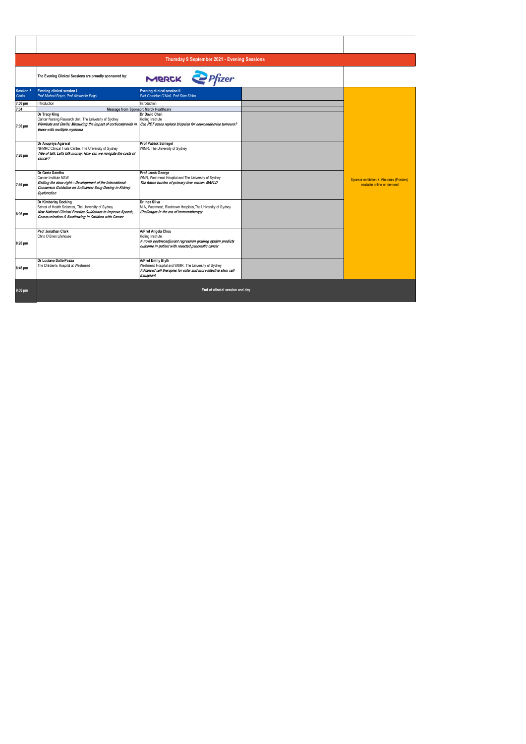# Thursday 9 September 2021 - Evening Sessions

The Evening Clinical Sessions are proudly sponsored by: MERCK Pfizer

| Session 5 | Evening clinical session I | Evening clinical session II | | |
|---|---|---|---|---|
| *Chairs* | *Prof Michael Boyer, Prof Alexander Engel* | *Prof Geraldine O'Neil, Prof Stan Sidhu* | | |
| 7:00 pm | Introduction | Introduction | | Sponsor exhibition + Mini-orals (Posters) available online on demand |
| 7:04 | **Message from Sponsor: Merck Healthcare** | | | |
| 7:06 pm | **Dr Tracy King**<br>Cancer Nursing Research Unit, The University of Sydney<br>***Wombats and Devils: Measuring the impact of corticosteroids in those with multiple myeloma*** | **Dr David Chan**<br>Kolling Institute<br>***Can PET scans replace biopsies for neuroendocrine tumours?*** | | |
| 7:26 pm | **Dr Anupriya Agarwal**<br>NHMRC Clinical Trials Centre, The University of Sydney<br>***Title of talk: Let's talk money: How can we navigate the costs of cancer?*** | **Prof Patrick Schlegel**<br>WIMR, The University of Sydney | | |
| 7:46 pm | **Dr Geeta Sandhu**<br>Cancer Institute NSW<br>***Getting the dose right – Development of the International Consensus Guideline on Anticancer Drug Dosing in Kidney Dysfunction*** | **Prof Jacob George**<br>WMR, Westmead Hospital and The University of Sydney<br>***The future burden of primary liver cancer: MAFLD*** | | |
| 8:06 pm | **Dr Kimberley Docking**<br>School of Health Sciences, The University of Sydney<br>***New National Clinical Practice Guidelines to Improve Speech, Communication & Swallowing in Children with Cancer*** | **Dr Ines Silva**<br>MIA, Westmead, Blacktown Hospitals,The University of Sydney<br>***Challenges in the era of immunotherapy*** | | |
| 8:26 pm | **Prof Jonathan Clark**<br>Chris O'Brien Lifehouse | **A/Prof Angela Chou**<br>Kolling Institute<br>***A novel postneoadjuvant regression grading system predicts outcome in patient with resected pancreatic cancer*** | | |
| 8:46 pm | **Dr Luciano Dalla-Pozza**<br>The Children's Hospital at Westmead | **A/Prof Emily Blyth**<br>Westmead Hospital and WIMR, The University of Sydney<br>***Advanced cell therapies for safer and more effective stem cell transplant*** | | |
| 9:06 pm | **End of clincial session and day** | | | |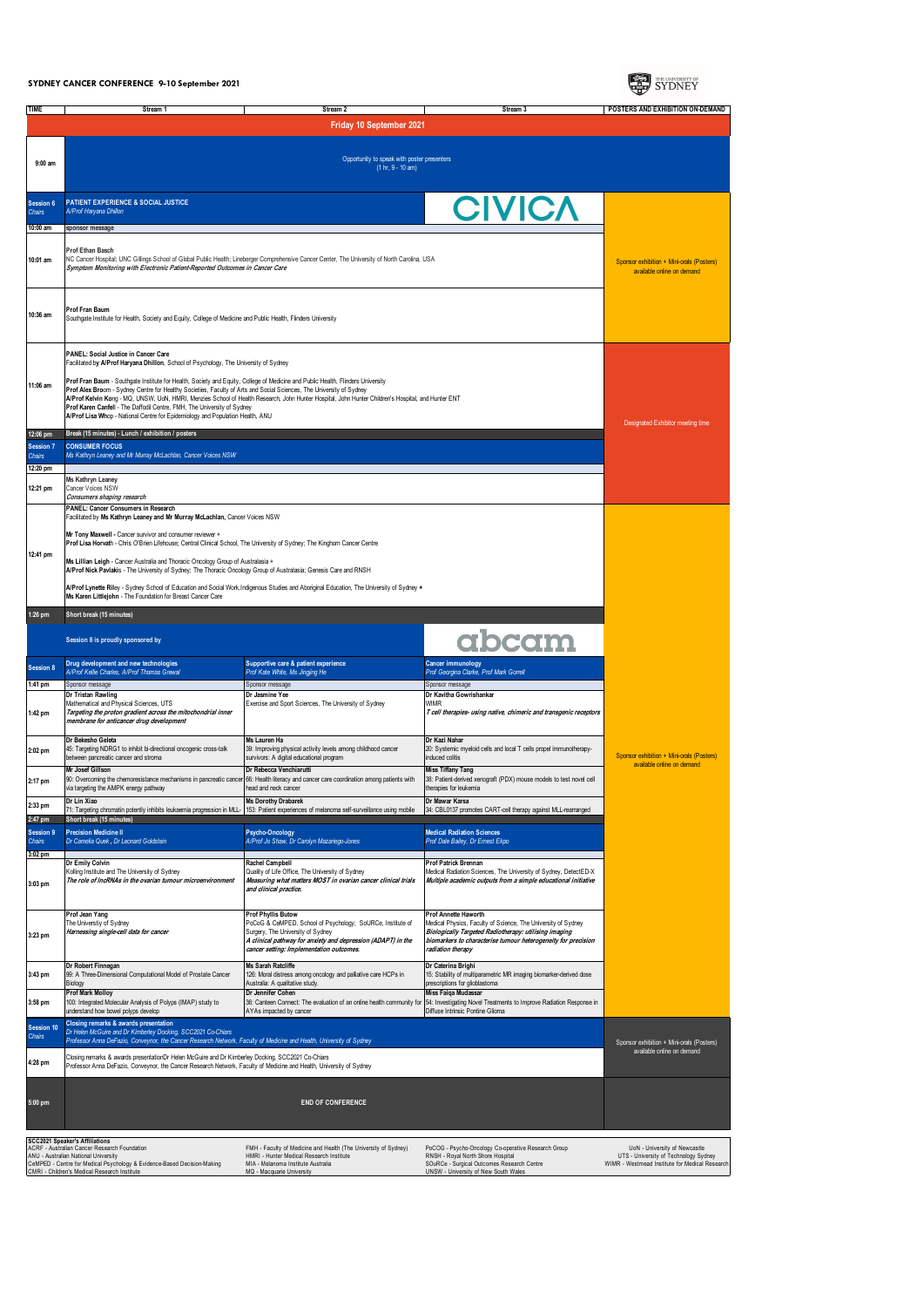# SYDNEY CANCER CONFERENCE 9-10 September 2021

| TIME | Stream 1 | Stream 2 | Stream 3 | POSTERS AND EXHIBITION ON-DEMAND |
|---|---|---|---|---|
| | **Friday 10 September 2021** | | | |
| 9:00 am | Opportunity to speak with poster presenters (1 hr, 9 - 10 am) | | | |
| **Session 6** *Chairs* | **PATIENT EXPERIENCE & SOCIAL JUSTICE** *A/Prof Haryana Dhillon* | | CIVICA | |
| 10:00 am | sponsor message | | | |
| 10:01 am | **Prof Ethan Basch** NC Cancer Hospital; UNC Gillings School of Global Public Health; Lineberger Comprehensive Cancer Center, The University of North Carolina, USA ***Symptom Monitoring with Electronic Patient-Reported Outcomes in Cancer Care*** | | | Sponsor exhibition + Mini-orals (Posters) available online on demand |
| 10:36 am | **Prof Fran Baum** Southgate Institute for Health, Society and Equity, College of Medicine and Public Health, Flinders University | | | |
| 11:06 am | **PANEL: Social Justice in Cancer Care** Facilitated by **A/Prof Haryana Dhillon**, School of Psychology, The University of Sydney **Prof Fran Baum** - Southgate Institute for Health, Society and Equity, College of Medicine and Public Health, Flinders University **Prof Alex Broom** - Sydney Centre for Healthy Societies, Faculty of Arts and Social Sciences, The University of Sydney **A/Prof Kelvin Kong** - MQ, UNSW, UoN, HMRI, Menzies School of Health Research, John Hunter Hospital, John Hunter Children's Hospital, and Hunter ENT **Prof Karen Canfell** - The Daffodil Centre, FMH, The University of Sydney **A/Prof Lisa Whop** - National Centre for Epidemiology and Population Health, ANU | | | Designated Exhibitor meeting time |
| 12:06 pm | Break (15 minutes) - Lunch / exhibition / posters | | | |
| **Session 7** *Chairs* | **CONSUMER FOCUS** *Ms Kathryn Leaney and Mr Murray McLachlan, Cancer Voices NSW* | | | |
| 12:20 pm | | | | |
| 12:21 pm | **Ms Kathryn Leaney** Cancer Voices NSW *Consumers shaping research* | | | |
| 12:41 pm | **PANEL: Cancer Consumers in Research** Facilitated by **Ms Kathryn Leaney and Mr Murray McLachlan**, Cancer Voices NSW **Mr Tony Maxwell** - Cancer survivor and consumer reviewer + **Prof Lisa Horvath** - Chris O'Brien Lifehouse; Central Clinical School, The University of Sydney; The Kinghorn Cancer Centre **Ms Lillian Leigh** - Cancer Australia and Thoracic Oncology Group of Australasia + **A/Prof Nick Pavlakis** - The University of Sydney; The Thoracic Oncology Group of Australasia; Genesis Care and RNSH **A/Prof Lynette Riley** - Sydney School of Education and Social Work, Indigenous Studies and Aboriginal Education, The University of Sydney + **Ms Karen Littlejohn** - The Foundation for Breast Cancer Care | | | Sponsor exhibition + Mini-orals (Posters) available online on demand |
| 1:26 pm | Short break (15 minutes) | | | |
| | Session 8 is proudly sponsored by | | abcam | |
| **Session 8** | **Drug development and new technologies** *A/Prof Kellie Charles, A/Prof Thomas Grewal* | **Supportive care & patient experience** *Prof Kate White, Ms Jingjing He* | **Cancer immunology** *Prof Georgina Clarke, Prof Mark Gorrell* | |
| 1:41 pm | Sponsor message | Sponsor message | Sponsor message | |
| 1:42 pm | **Dr Tristan Rawling** Mathematical and Physical Sciences, UTS ***Targeting the proton gradient across the mitochondrial inner membrane for anticancer drug development*** | **Dr Jasmine Yee** Exercise and Sport Sciences, The University of Sydney | **Dr Kavitha Gowrishankar** WIMR ***T cell therapies- using native, chimeric and transgenic receptors*** | |
| 2:02 pm | **Dr Bekesho Geleta** 45: Targeting NDRG1 to inhibit bi-directional oncogenic cross-talk between pancreatic cancer and stroma | **Ms Lauren Ha** 39: Improving physical activity levels among childhood cancer survivors: A digital educational program | **Dr Kazi Nahar** 20: Systemic myeloid cells and local T cells propel immunotherapy-induced colitis | |
| 2:17 pm | **Mr Josef Gillson** 90: Overcoming the chemoresistance mechanisms in pancreatic cancer via targeting the AMPK energy pathway | **Dr Rebecca Venchiarutti** 66: Health literacy and cancer care coordination among patients with head and neck cancer | **Miss Tiffany Tang** 38: Patient-derived xenograft (PDX) mouse models to test novel cell therapies for leukemia | |
| 2:33 pm | **Dr Lin Xiao** 71: Targeting chromatin potently inhibits leukaemia progression in MLL- | **Ms Dorothy Drabarek** 153: Patient experiences of melanoma self-surveillance using mobile | **Dr Mawar Karsa** 34: CBL0137 promotes CART-cell therapy against MLL-rearranged | |
| 2:47 pm | Short break (15 minutes) | | | |
| **Session 9** *Chairs* | **Precision Medicine II** *Dr Camelia Quek, Dr Leonard Goldstein* | **Psycho-Oncology** *A/Prof Jo Shaw, Dr Carolyn Mazariego-Jones* | **Medical Radiation Sciences** *Prof Dale Bailey, Dr Ernest Ekpo* | |
| 3:02 pm | | | | |
| 3:03 pm | **Dr Emily Colvin** Kolling Institute and The University of Sydney ***The role of lncRNAs in the ovarian tumour microenvironment*** | **Rachel Campbell** Quality of Life Office, The University of Sydney ***Measuring what matters MOST in ovarian cancer clinical trials and clinical practice.*** | **Prof Patrick Brennan** Medical Radiation Sciences, The University of Sydney, DetectED-X ***Multiple academic outputs from a simple educational initiative*** | |
| 3:23 pm | **Prof Jean Yang** The University of Sydney ***Harnessing single-cell data for cancer*** | **Prof Phyllis Butow** PoCoG & CeMPED, School of Psychology; SoURCe, Institute of Surgery, The University of Sydney ***A clinical pathway for anxiety and depression (ADAPT) in the cancer setting: Implementation outcomes.*** | **Prof Annette Haworth** Medical Physics, Faculty of Science, The University of Sydney ***Biologically Targeted Radiotherapy: utilising imaging biomarkers to characterise tumour heterogeneity for precision radiation therapy*** | |
| 3:43 pm | **Dr Robert Finnegan** 99: A Three-Dimensional Computational Model of Prostate Cancer Biology | **Ms Sarah Ratcliffe** 126: Moral distress among oncology and palliative care HCPs in Australia: A qualitative study. | **Dr Caterina Brighi** 15: Stability of multiparametric MR imaging biomarker-derived dose prescriptions for glioblastoma | |
| 3:58 pm | **Prof Mark Molloy** 100: Integrated Molecular Analysis of Polyps (IMAP) study to understand how bowel polyps develop | **Dr Jennifer Cohen** 36: Canteen Connect: The evaluation of an online health community for AYAs impacted by cancer | **Miss Faiqa Mudassar** 54: Investigating Novel Treatments to Improve Radiation Response in Diffuse Intrinsic Pontine Glioma | |
| **Session 10** *Chairs* | **Closing remarks & awards presentation** *Dr Helen McGuire and Dr Kimberley Docking, SCC2021 Co-Chairs* *Professor Anna DeFazio, Conveynor, the Cancer Research Network, Faculty of Medicine and Health, University of Sydney* | | | Sponsor exhibition + Mini-orals (Posters) available online on demand |
| 4:28 pm | Closing remarks & awards presentationDr Helen McGuire and Dr Kimberley Docking, SCC2021 Co-Chairs Professor Anna DeFazio, Conveynor, the Cancer Research Network, Faculty of Medicine and Health, University of Sydney | | | |
| 5:00 pm | **END OF CONFERENCE** | | | |

**SCC2021 Speaker's Affiliations**

| | | | |
|---|---|---|---|
| ACRF - Australian Cancer Research Foundation | FMH - Faculty of Medicine and Health (The University of Sydney) | PoCOG - Psycho-Oncology Co-operative Research Group | UoN - University of Newcastle |
| ANU - Australian National University | HMRI - Hunter Medical Research Institute | RNSH - Royal North Shore Hospital | UTS - University of Technology Sydney |
| CeMPED - Centre for Medical Psychology & Evidence-Based Decision-Making | MIA - Melanoma Institute Australia | SOuRCe - Surgical Outcomes Research Centre | WIMR - Westmead Institute for Medical Research |
| CMRI - Children's Medical Research Institute | MQ - Macquarie University | UNSW - University of New South Wales | |